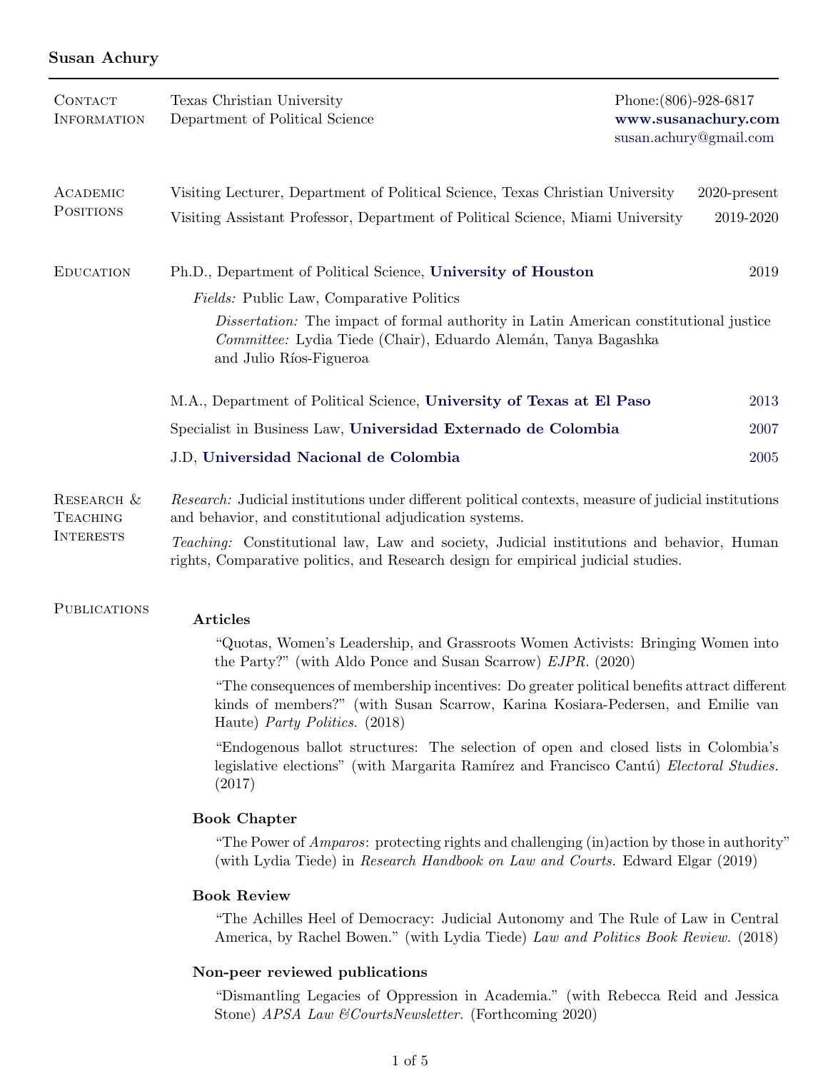# Susan Achury

## Contact Information

Texas Christian University
Department of Political Science

Phone:(806)-928-6817
**www.susanachury.com**
susan.achury@gmail.com

## Academic Positions

Visiting Lecturer, Department of Political Science, Texas Christian University — 2020-present

Visiting Assistant Professor, Department of Political Science, Miami University — 2019-2020

## Education

Ph.D., Department of Political Science, **University of Houston** — 2019

*Fields:* Public Law, Comparative Politics

*Dissertation:* The impact of formal authority in Latin American constitutional justice
*Committee:* Lydia Tiede (Chair), Eduardo Alemán, Tanya Bagashka and Julio Ríos-Figueroa

M.A., Department of Political Science, **University of Texas at El Paso** — 2013

Specialist in Business Law, **Universidad Externado de Colombia** — 2007

J.D, **Universidad Nacional de Colombia** — 2005

## Research & Teaching Interests

*Research:* Judicial institutions under different political contexts, measure of judicial institutions and behavior, and constitutional adjudication systems.

*Teaching:* Constitutional law, Law and society, Judicial institutions and behavior, Human rights, Comparative politics, and Research design for empirical judicial studies.

## Publications

### Articles

"Quotas, Women's Leadership, and Grassroots Women Activists: Bringing Women into the Party?" (with Aldo Ponce and Susan Scarrow) *EJPR.* (2020)

"The consequences of membership incentives: Do greater political benefits attract different kinds of members?" (with Susan Scarrow, Karina Kosiara-Pedersen, and Emilie van Haute) *Party Politics.* (2018)

"Endogenous ballot structures: The selection of open and closed lists in Colombia's legislative elections" (with Margarita Ramírez and Francisco Cantú) *Electoral Studies.* (2017)

### Book Chapter

"The Power of *Amparos*: protecting rights and challenging (in)action by those in authority" (with Lydia Tiede) in *Research Handbook on Law and Courts.* Edward Elgar (2019)

### Book Review

"The Achilles Heel of Democracy: Judicial Autonomy and The Rule of Law in Central America, by Rachel Bowen." (with Lydia Tiede) *Law and Politics Book Review.* (2018)

### Non-peer reviewed publications

"Dismantling Legacies of Oppression in Academia." (with Rebecca Reid and Jessica Stone) *APSA Law &CourtsNewsletter.* (Forthcoming 2020)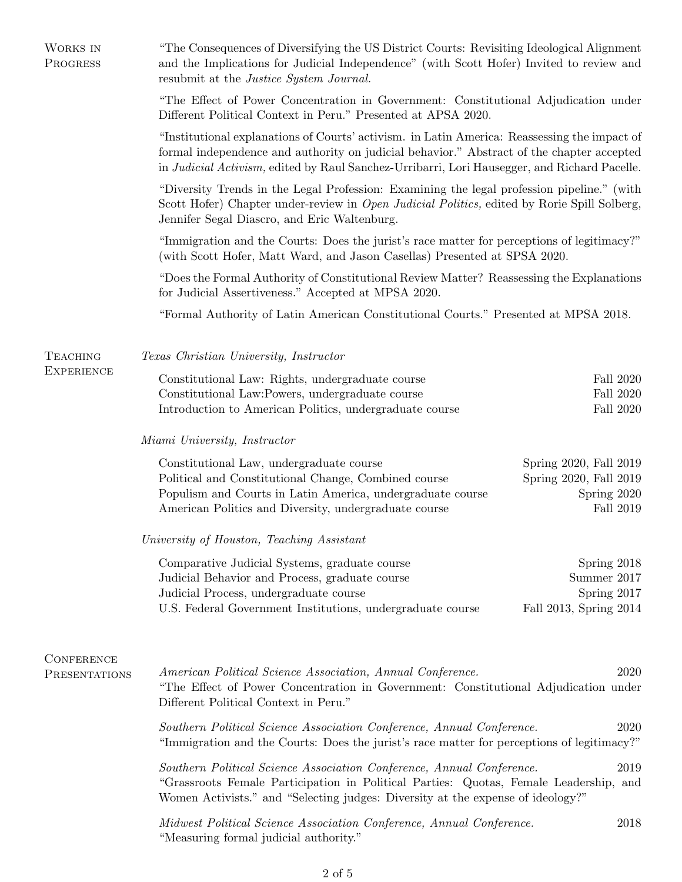## Works in Progress

"The Consequences of Diversifying the US District Courts: Revisiting Ideological Alignment and the Implications for Judicial Independence" (with Scott Hofer) Invited to review and resubmit at the *Justice System Journal.*

"The Effect of Power Concentration in Government: Constitutional Adjudication under Different Political Context in Peru." Presented at APSA 2020.

"Institutional explanations of Courts' activism. in Latin America: Reassessing the impact of formal independence and authority on judicial behavior." Abstract of the chapter accepted in *Judicial Activism,* edited by Raul Sanchez-Urribarri, Lori Hausegger, and Richard Pacelle.

"Diversity Trends in the Legal Profession: Examining the legal profession pipeline." (with Scott Hofer) Chapter under-review in *Open Judicial Politics,* edited by Rorie Spill Solberg, Jennifer Segal Diascro, and Eric Waltenburg.

"Immigration and the Courts: Does the jurist's race matter for perceptions of legitimacy?" (with Scott Hofer, Matt Ward, and Jason Casellas) Presented at SPSA 2020.

"Does the Formal Authority of Constitutional Review Matter? Reassessing the Explanations for Judicial Assertiveness." Accepted at MPSA 2020.

"Formal Authority of Latin American Constitutional Courts." Presented at MPSA 2018.

## Teaching Experience

*Texas Christian University, Instructor*

- Constitutional Law: Rights, undergraduate course — Fall 2020
- Constitutional Law:Powers, undergraduate course — Fall 2020
- Introduction to American Politics, undergraduate course — Fall 2020

*Miami University, Instructor*

- Constitutional Law, undergraduate course — Spring 2020, Fall 2019
- Political and Constitutional Change, Combined course — Spring 2020, Fall 2019
- Populism and Courts in Latin America, undergraduate course — Spring 2020
- American Politics and Diversity, undergraduate course — Fall 2019

*University of Houston, Teaching Assistant*

- Comparative Judicial Systems, graduate course — Spring 2018
- Judicial Behavior and Process, graduate course — Summer 2017
- Judicial Process, undergraduate course — Spring 2017
- U.S. Federal Government Institutions, undergraduate course — Fall 2013, Spring 2014

## Conference Presentations

*American Political Science Association, Annual Conference.* — 2020
"The Effect of Power Concentration in Government: Constitutional Adjudication under Different Political Context in Peru."

*Southern Political Science Association Conference, Annual Conference.* — 2020
"Immigration and the Courts: Does the jurist's race matter for perceptions of legitimacy?"

*Southern Political Science Association Conference, Annual Conference.* — 2019
"Grassroots Female Participation in Political Parties: Quotas, Female Leadership, and Women Activists." and "Selecting judges: Diversity at the expense of ideology?"

*Midwest Political Science Association Conference, Annual Conference.* — 2018
"Measuring formal judicial authority."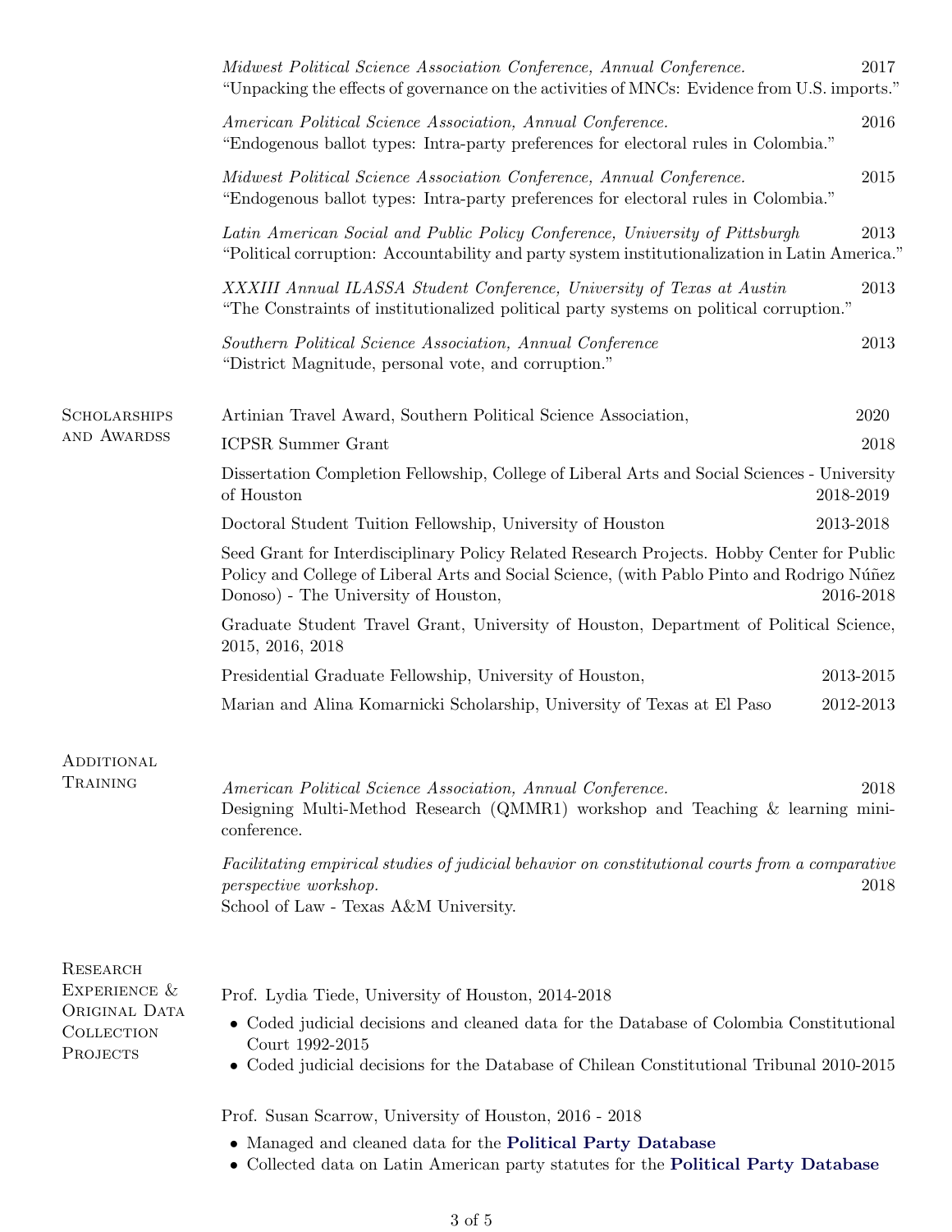*Midwest Political Science Association Conference, Annual Conference.* 2017
"Unpacking the effects of governance on the activities of MNCs: Evidence from U.S. imports."

*American Political Science Association, Annual Conference.* 2016
"Endogenous ballot types: Intra-party preferences for electoral rules in Colombia."

*Midwest Political Science Association Conference, Annual Conference.* 2015
"Endogenous ballot types: Intra-party preferences for electoral rules in Colombia."

*Latin American Social and Public Policy Conference, University of Pittsburgh* 2013
"Political corruption: Accountability and party system institutionalization in Latin America."

*XXXIII Annual ILASSA Student Conference, University of Texas at Austin* 2013
"The Constraints of institutionalized political party systems on political corruption."

*Southern Political Science Association, Annual Conference* 2013
"District Magnitude, personal vote, and corruption."

## Scholarships and Awardss

Artinian Travel Award, Southern Political Science Association, 2020

ICPSR Summer Grant 2018

Dissertation Completion Fellowship, College of Liberal Arts and Social Sciences - University of Houston 2018-2019

Doctoral Student Tuition Fellowship, University of Houston 2013-2018

Seed Grant for Interdisciplinary Policy Related Research Projects. Hobby Center for Public Policy and College of Liberal Arts and Social Science, (with Pablo Pinto and Rodrigo Núñez Donoso) - The University of Houston, 2016-2018

Graduate Student Travel Grant, University of Houston, Department of Political Science, 2015, 2016, 2018

Presidential Graduate Fellowship, University of Houston, 2013-2015

Marian and Alina Komarnicki Scholarship, University of Texas at El Paso 2012-2013

## Additional Training

*American Political Science Association, Annual Conference.* 2018
Designing Multi-Method Research (QMMR1) workshop and Teaching & learning mini-conference.

*Facilitating empirical studies of judicial behavior on constitutional courts from a comparative perspective workshop.* 2018
School of Law - Texas A&M University.

## Research Experience & Original Data Collection Projects

Prof. Lydia Tiede, University of Houston, 2014-2018

- Coded judicial decisions and cleaned data for the Database of Colombia Constitutional Court 1992-2015
- Coded judicial decisions for the Database of Chilean Constitutional Tribunal 2010-2015

Prof. Susan Scarrow, University of Houston, 2016 - 2018

- Managed and cleaned data for the **Political Party Database**
- Collected data on Latin American party statutes for the **Political Party Database**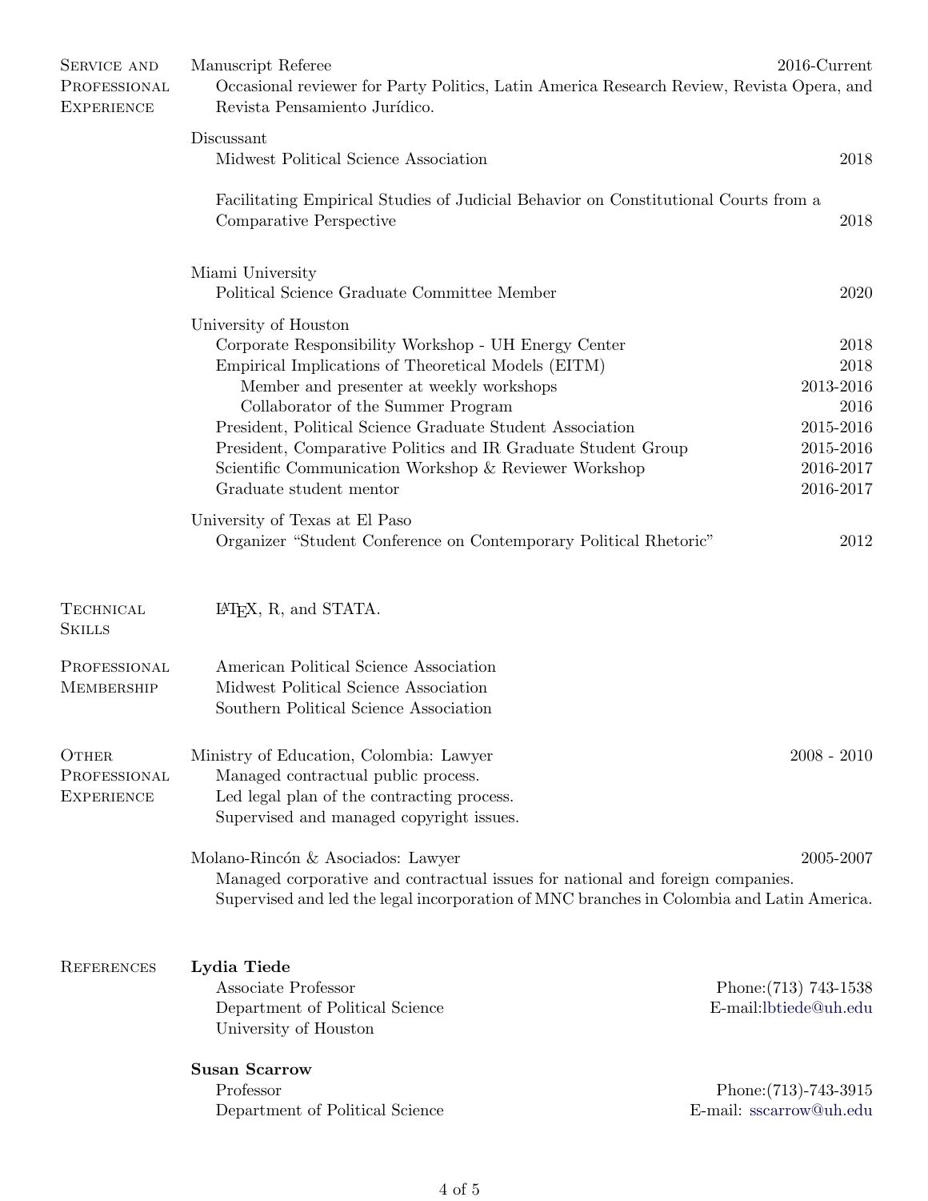## Service and Professional Experience

**Manuscript Referee** — 2016-Current

Occasional reviewer for Party Politics, Latin America Research Review, Revista Opera, and Revista Pensamiento Jurídico.

**Discussant**

- Midwest Political Science Association — 2018
- Facilitating Empirical Studies of Judicial Behavior on Constitutional Courts from a Comparative Perspective — 2018

**Miami University**

- Political Science Graduate Committee Member — 2020

**University of Houston**

- Corporate Responsibility Workshop - UH Energy Center — 2018
- Empirical Implications of Theoretical Models (EITM) — 2018
  - Member and presenter at weekly workshops — 2013-2016
  - Collaborator of the Summer Program — 2016
- President, Political Science Graduate Student Association — 2015-2016
- President, Comparative Politics and IR Graduate Student Group — 2015-2016
- Scientific Communication Workshop & Reviewer Workshop — 2016-2017
- Graduate student mentor — 2016-2017

**University of Texas at El Paso**

- Organizer "Student Conference on Contemporary Political Rhetoric" — 2012

## Technical Skills

LaTeX, R, and STATA.

## Professional Membership

- American Political Science Association
- Midwest Political Science Association
- Southern Political Science Association

## Other Professional Experience

**Ministry of Education, Colombia: Lawyer** — 2008 - 2010

- Managed contractual public process.
- Led legal plan of the contracting process.
- Supervised and managed copyright issues.

**Molano-Rincón & Asociados: Lawyer** — 2005-2007

- Managed corporative and contractual issues for national and foreign companies.
- Supervised and led the legal incorporation of MNC branches in Colombia and Latin America.

## References

**Lydia Tiede**
Associate Professor
Department of Political Science
University of Houston
Phone:(713) 743-1538
E-mail:lbtiede@uh.edu

**Susan Scarrow**
Professor
Department of Political Science
Phone:(713)-743-3915
E-mail: sscarrow@uh.edu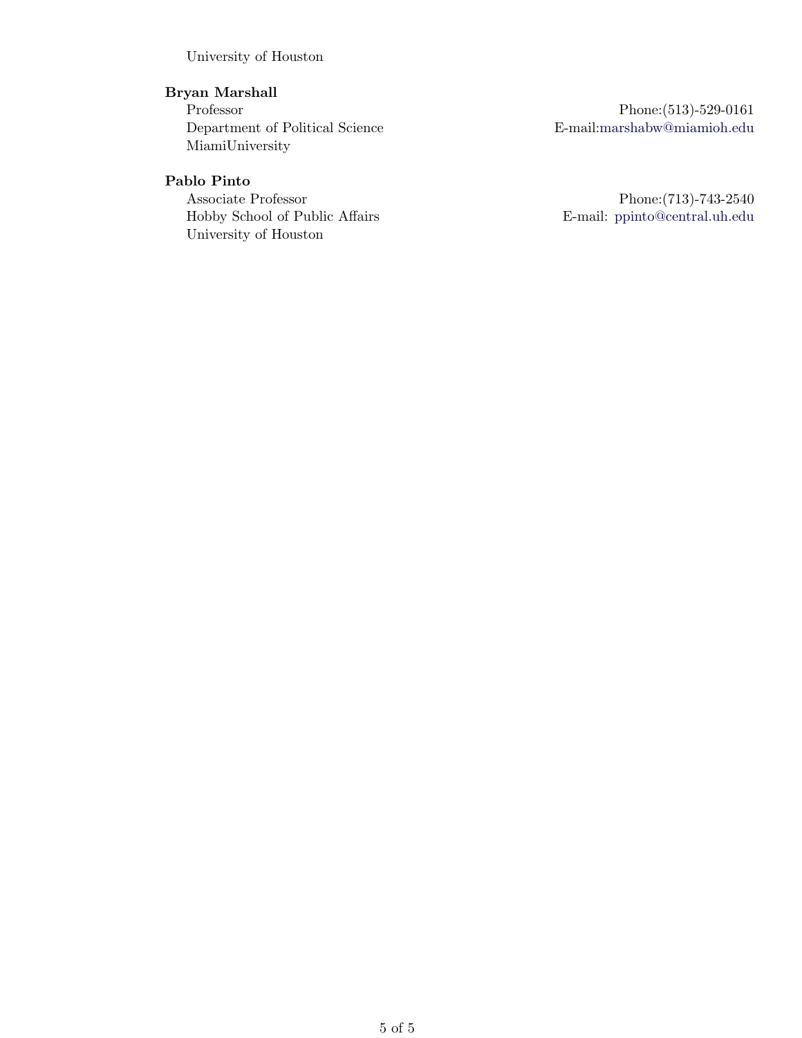University of Houston

**Bryan Marshall**

Professor
Department of Political Science
MiamiUniversity

Phone:(513)-529-0161
E-mail:marshabw@miamioh.edu

**Pablo Pinto**

Associate Professor
Hobby School of Public Affairs
University of Houston

Phone:(713)-743-2540
E-mail: ppinto@central.uh.edu